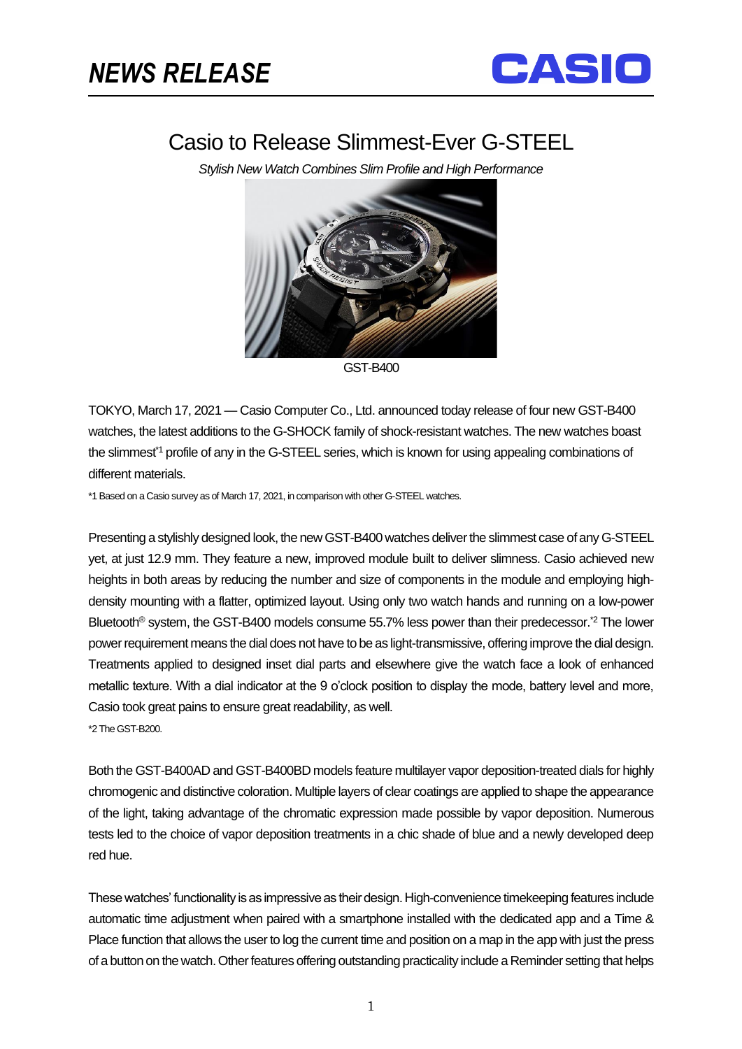# NEWS RELEASE

CASIO

## Casio to Release Slimmest-Ever G-STEEL

*Stylish New Watch Combines Slim Profile and High Performance*

GST-B400

TOKYO, March 17, 2021 — Casio Computer Co., Ltd. announced today release of four new GST-B400 watches, the latest additions to the G-SHOCK family of shock-resistant watches. The new watches boast the slimmest*1 profile of any in the G-STEEL series, which is known for using appealing combinations of different materials.

*1 Based on a Casio survey as of March 17, 2021, in comparison with other G-STEEL watches.

Presenting a stylishly designed look, the new GST-B400 watches deliver the slimmest case of any G-STEEL yet, at just 12.9 mm. They feature a new, improved module built to deliver slimness. Casio achieved new heights in both areas by reducing the number and size of components in the module and employing high-density mounting with a flatter, optimized layout. Using only two watch hands and running on a low-power Bluetooth® system, the GST-B400 models consume 55.7% less power than their predecessor.*2 The lower power requirement means the dial does not have to be as light-transmissive, offering improve the dial design. Treatments applied to designed inset dial parts and elsewhere give the watch face a look of enhanced metallic texture. With a dial indicator at the 9 o'clock position to display the mode, battery level and more, Casio took great pains to ensure great readability, as well.

*2 The GST-B200.

Both the GST-B400AD and GST-B400BD models feature multilayer vapor deposition-treated dials for highly chromogenic and distinctive coloration. Multiple layers of clear coatings are applied to shape the appearance of the light, taking advantage of the chromatic expression made possible by vapor deposition. Numerous tests led to the choice of vapor deposition treatments in a chic shade of blue and a newly developed deep red hue.

These watches' functionality is as impressive as their design. High-convenience timekeeping features include automatic time adjustment when paired with a smartphone installed with the dedicated app and a Time & Place function that allows the user to log the current time and position on a map in the app with just the press of a button on the watch. Other features offering outstanding practicality include a Reminder setting that helps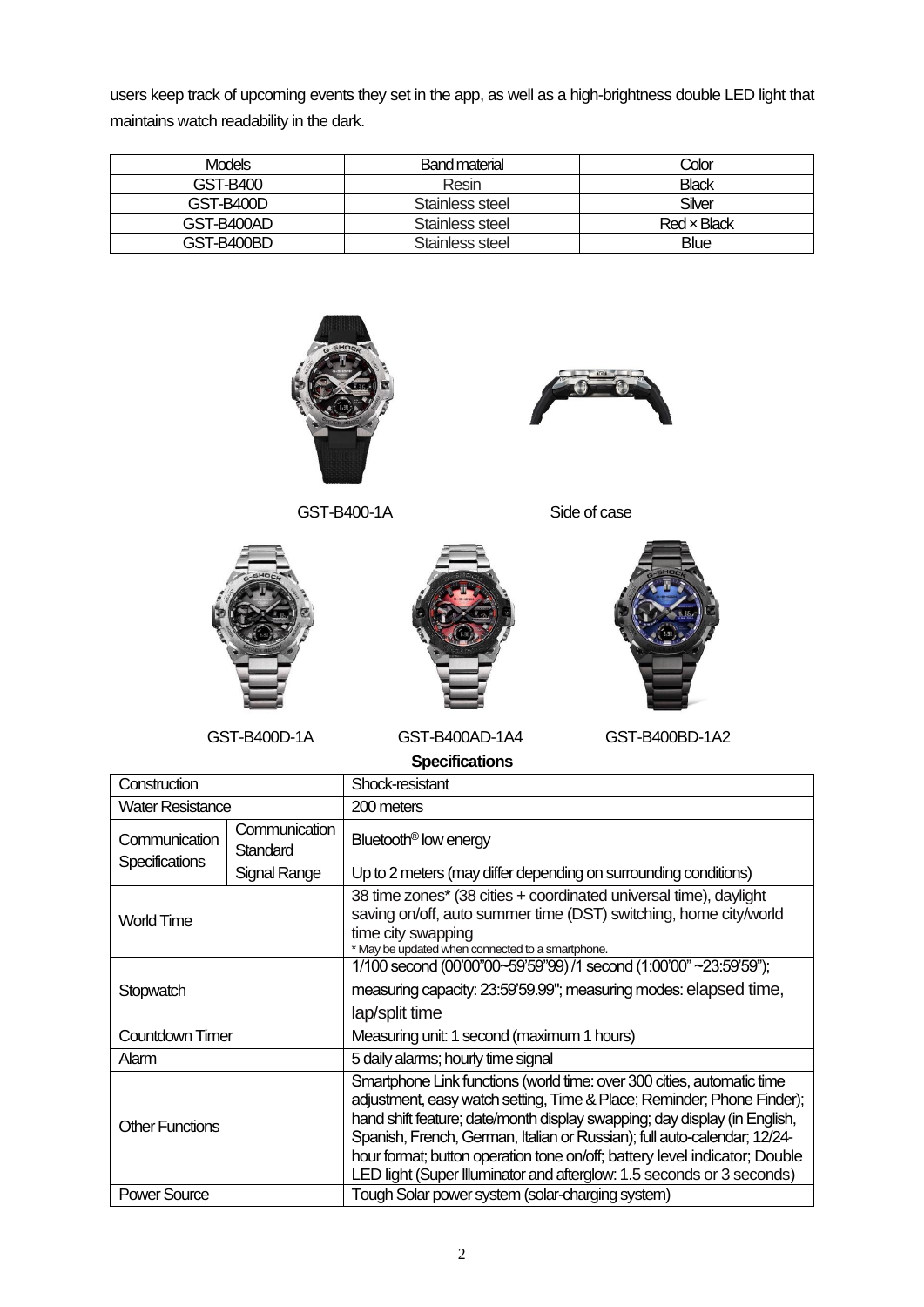users keep track of upcoming events they set in the app, as well as a high-brightness double LED light that maintains watch readability in the dark.

| Models | Band material | Color |
|---|---|---|
| GST-B400 | Resin | Black |
| GST-B400D | Stainless steel | Silver |
| GST-B400AD | Stainless steel | Red × Black |
| GST-B400BD | Stainless steel | Blue |

GST-B400-1A

Side of case

GST-B400D-1A

GST-B400AD-1A4

GST-B400BD-1A2

**Specifications**

| Construction | | Shock-resistant |
|---|---|---|
| Water Resistance | | 200 meters |
| Communication Specifications | Communication Standard | Bluetooth® low energy |
| | Signal Range | Up to 2 meters (may differ depending on surrounding conditions) |
| World Time | | 38 time zones* (38 cities + coordinated universal time), daylight saving on/off, auto summer time (DST) switching, home city/world time city swapping<br>* May be updated when connected to a smartphone. |
| Stopwatch | | 1/100 second (00'00"00~59'59"99) /1 second (1:00'00" ~23:59'59"); measuring capacity: 23:59'59.99"; measuring modes: elapsed time, lap/split time |
| Countdown Timer | | Measuring unit: 1 second (maximum 1 hours) |
| Alarm | | 5 daily alarms; hourly time signal |
| Other Functions | | Smartphone Link functions (world time: over 300 cities, automatic time adjustment, easy watch setting, Time & Place; Reminder; Phone Finder); hand shift feature; date/month display swapping; day display (in English, Spanish, French, German, Italian or Russian); full auto-calendar; 12/24-hour format; button operation tone on/off; battery level indicator; Double LED light (Super Illuminator and afterglow: 1.5 seconds or 3 seconds) |
| Power Source | | Tough Solar power system (solar-charging system) |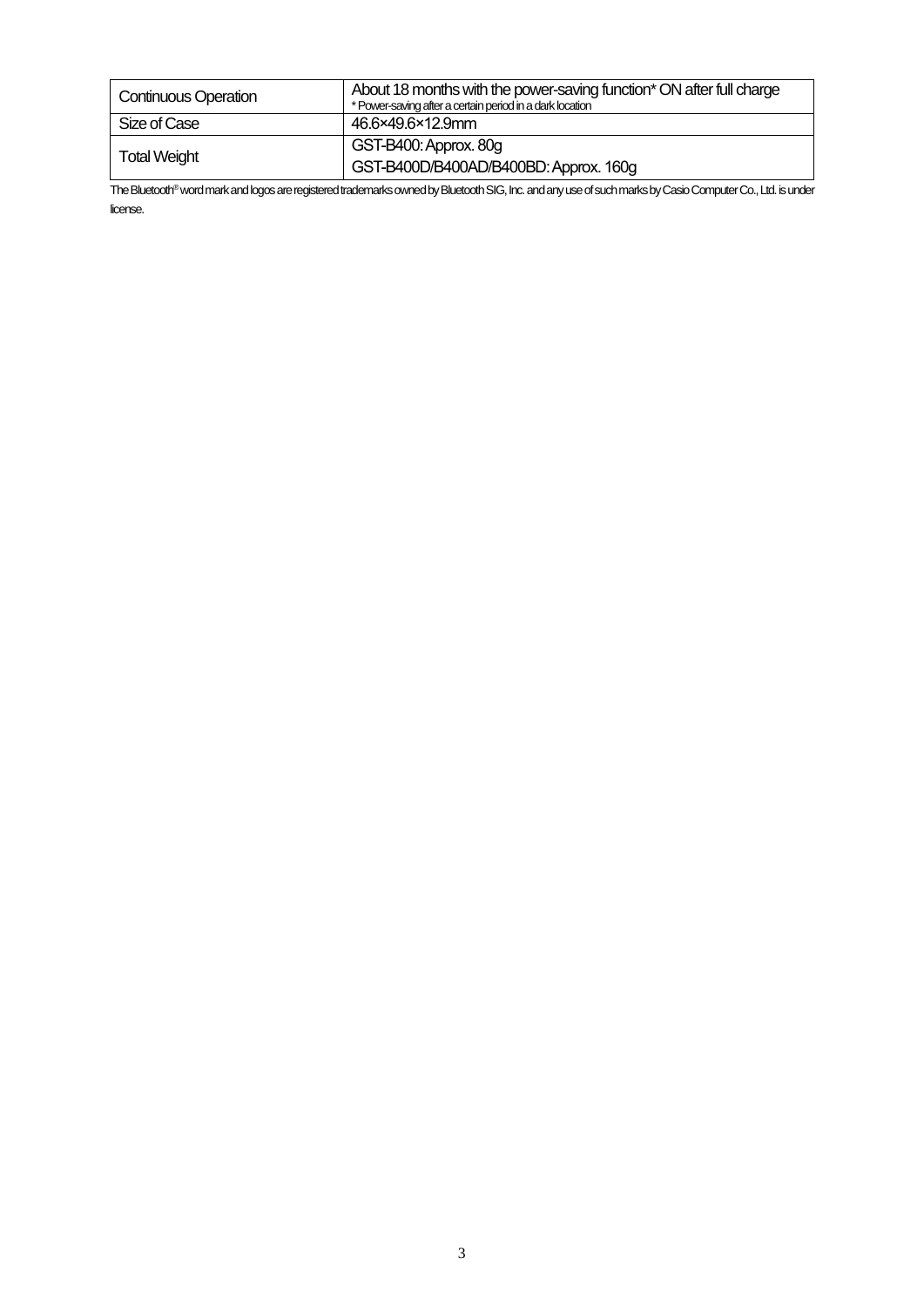| | |
|---|---|
| Continuous Operation | About 18 months with the power-saving function* ON after full charge<br>* Power-saving after a certain period in a dark location |
| Size of Case | 46.6×49.6×12.9mm |
| Total Weight | GST-B400: Approx. 80g<br>GST-B400D/B400AD/B400BD: Approx. 160g |

The Bluetooth® word mark and logos are registered trademarks owned by Bluetooth SIG, Inc. and any use of such marks by Casio Computer Co., Ltd. is under license.